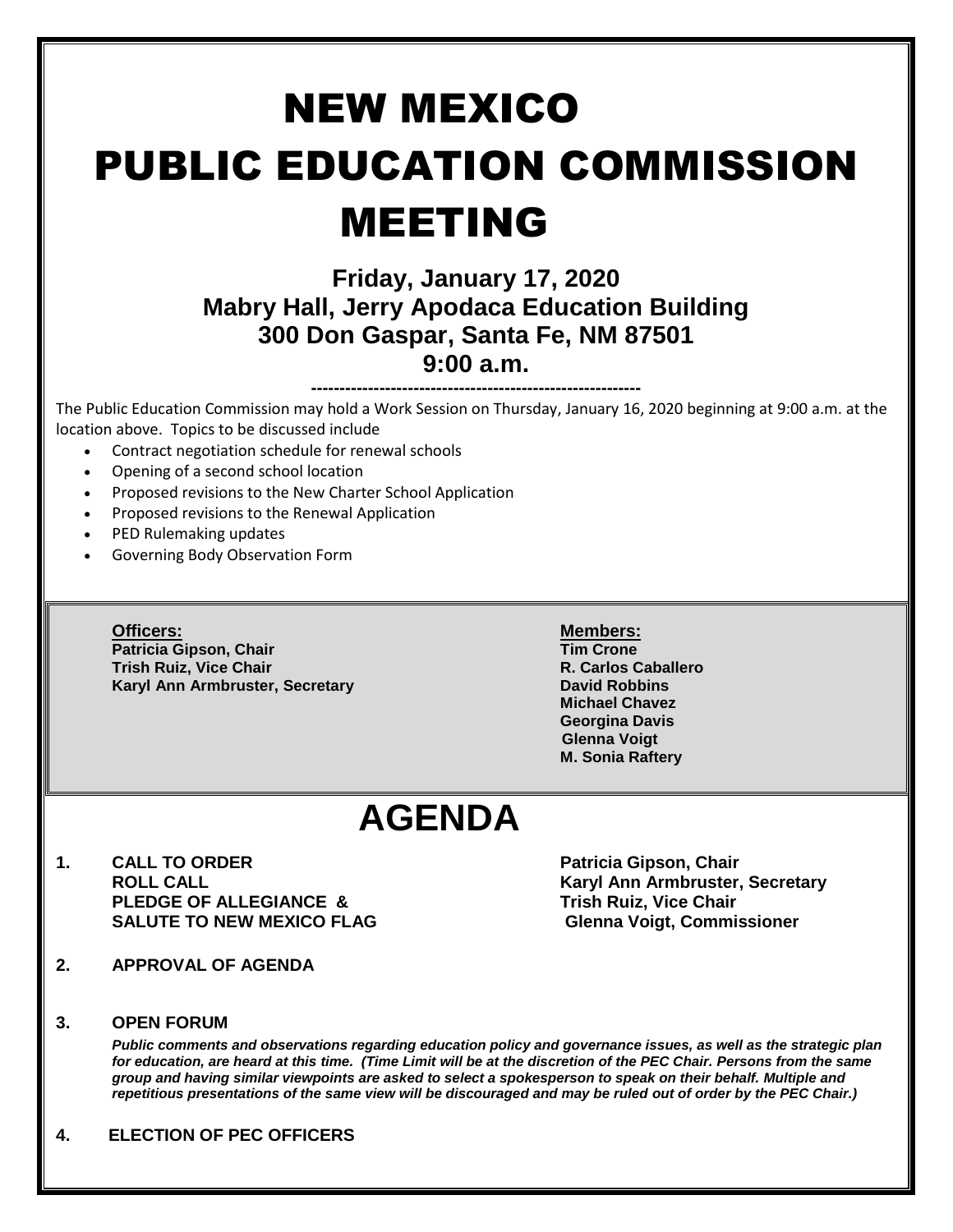# NEW MEXICO PUBLIC EDUCATION COMMISSION MEETING

**Friday, January 17, 2020**
**Mabry Hall, Jerry Apodaca Education Building**
**300 Don Gaspar, Santa Fe, NM 87501**
**9:00 a.m.**

---

The Public Education Commission may hold a Work Session on Thursday, January 16, 2020 beginning at 9:00 a.m. at the location above. Topics to be discussed include

- Contract negotiation schedule for renewal schools
- Opening of a second school location
- Proposed revisions to the New Charter School Application
- Proposed revisions to the Renewal Application
- PED Rulemaking updates
- Governing Body Observation Form

**Officers:**
**Patricia Gipson, Chair**
**Trish Ruiz, Vice Chair**
**Karyl Ann Armbruster, Secretary**

**Members:**
**Tim Crone**
**R. Carlos Caballero**
**David Robbins**
**Michael Chavez**
**Georgina Davis**
**Glenna Voigt**
**M. Sonia Raftery**

# AGENDA

**1. CALL TO ORDER** — **Patricia Gipson, Chair**
**ROLL CALL** — **Karyl Ann Armbruster, Secretary**
**PLEDGE OF ALLEGIANCE & SALUTE TO NEW MEXICO FLAG** — **Trish Ruiz, Vice Chair; Glenna Voigt, Commissioner**

**2. APPROVAL OF AGENDA**

**3. OPEN FORUM**

***Public comments and observations regarding education policy and governance issues, as well as the strategic plan for education, are heard at this time. (Time Limit will be at the discretion of the PEC Chair. Persons from the same group and having similar viewpoints are asked to select a spokesperson to speak on their behalf. Multiple and repetitious presentations of the same view will be discouraged and may be ruled out of order by the PEC Chair.)***

**4. ELECTION OF PEC OFFICERS**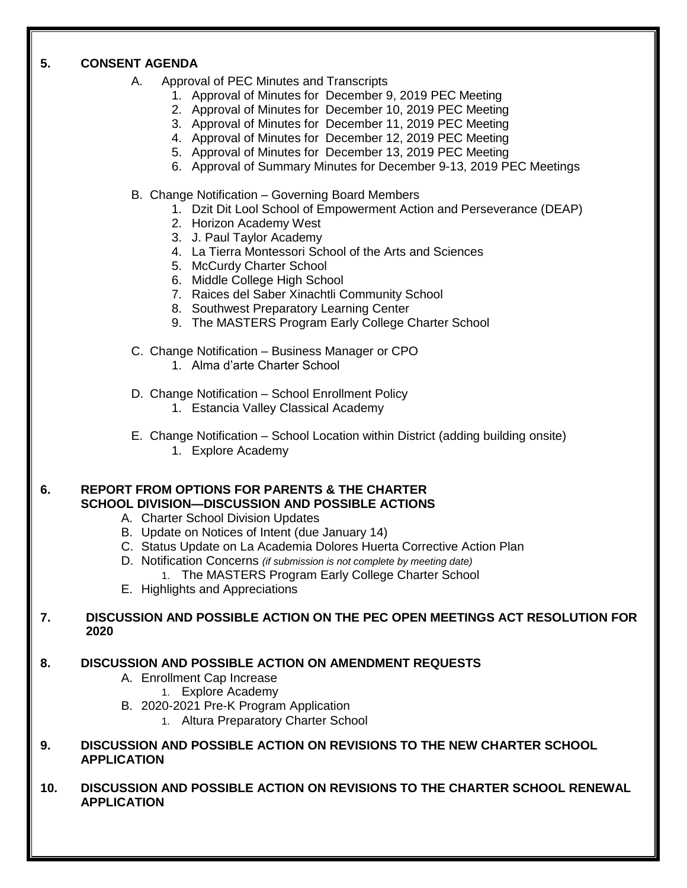**5. CONSENT AGENDA**

A. Approval of PEC Minutes and Transcripts
   1. Approval of Minutes for December 9, 2019 PEC Meeting
   2. Approval of Minutes for December 10, 2019 PEC Meeting
   3. Approval of Minutes for December 11, 2019 PEC Meeting
   4. Approval of Minutes for December 12, 2019 PEC Meeting
   5. Approval of Minutes for December 13, 2019 PEC Meeting
   6. Approval of Summary Minutes for December 9-13, 2019 PEC Meetings

B. Change Notification – Governing Board Members
   1. Dzit Dit Lool School of Empowerment Action and Perseverance (DEAP)
   2. Horizon Academy West
   3. J. Paul Taylor Academy
   4. La Tierra Montessori School of the Arts and Sciences
   5. McCurdy Charter School
   6. Middle College High School
   7. Raices del Saber Xinachtli Community School
   8. Southwest Preparatory Learning Center
   9. The MASTERS Program Early College Charter School

C. Change Notification – Business Manager or CPO
   1. Alma d'arte Charter School

D. Change Notification – School Enrollment Policy
   1. Estancia Valley Classical Academy

E. Change Notification – School Location within District (adding building onsite)
   1. Explore Academy

**6. REPORT FROM OPTIONS FOR PARENTS & THE CHARTER SCHOOL DIVISION—DISCUSSION AND POSSIBLE ACTIONS**

A. Charter School Division Updates
B. Update on Notices of Intent (due January 14)
C. Status Update on La Academia Dolores Huerta Corrective Action Plan
D. Notification Concerns *(if submission is not complete by meeting date)*
   1. The MASTERS Program Early College Charter School
E. Highlights and Appreciations

**7. DISCUSSION AND POSSIBLE ACTION ON THE PEC OPEN MEETINGS ACT RESOLUTION FOR 2020**

**8. DISCUSSION AND POSSIBLE ACTION ON AMENDMENT REQUESTS**

A. Enrollment Cap Increase
   1. Explore Academy
B. 2020-2021 Pre-K Program Application
   1. Altura Preparatory Charter School

**9. DISCUSSION AND POSSIBLE ACTION ON REVISIONS TO THE NEW CHARTER SCHOOL APPLICATION**

**10. DISCUSSION AND POSSIBLE ACTION ON REVISIONS TO THE CHARTER SCHOOL RENEWAL APPLICATION**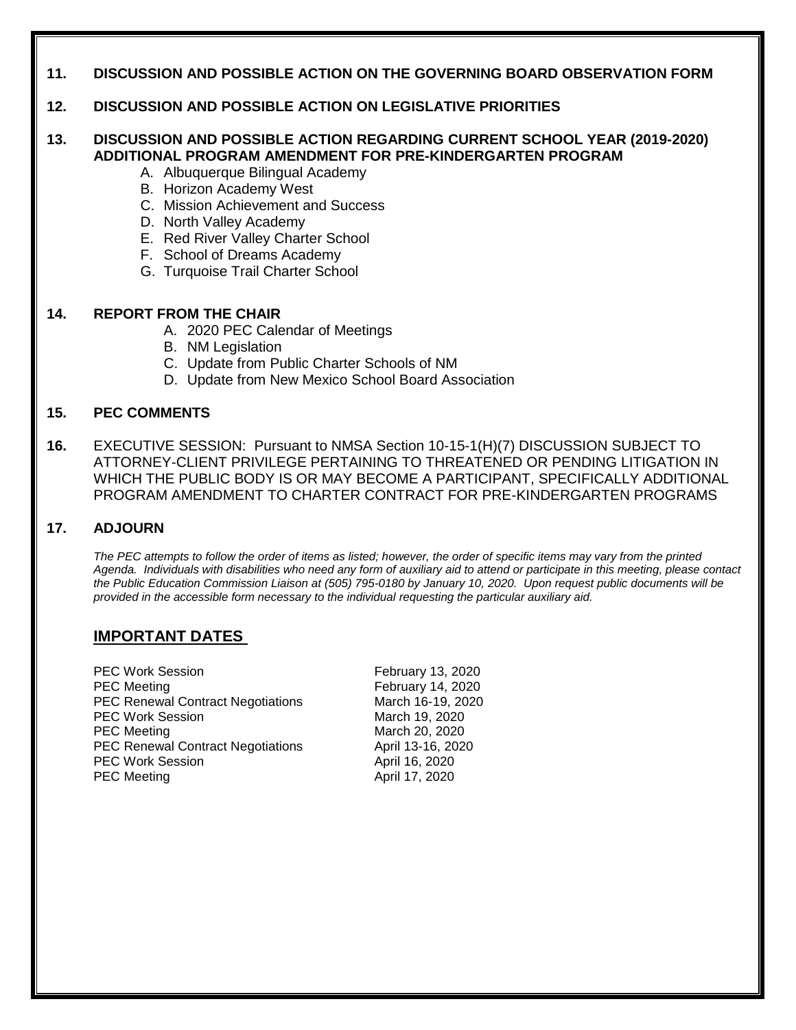**11. DISCUSSION AND POSSIBLE ACTION ON THE GOVERNING BOARD OBSERVATION FORM**

**12. DISCUSSION AND POSSIBLE ACTION ON LEGISLATIVE PRIORITIES**

**13. DISCUSSION AND POSSIBLE ACTION REGARDING CURRENT SCHOOL YEAR (2019-2020) ADDITIONAL PROGRAM AMENDMENT FOR PRE-KINDERGARTEN PROGRAM**

A. Albuquerque Bilingual Academy
B. Horizon Academy West
C. Mission Achievement and Success
D. North Valley Academy
E. Red River Valley Charter School
F. School of Dreams Academy
G. Turquoise Trail Charter School

**14. REPORT FROM THE CHAIR**

A. 2020 PEC Calendar of Meetings
B. NM Legislation
C. Update from Public Charter Schools of NM
D. Update from New Mexico School Board Association

**15. PEC COMMENTS**

**16.** EXECUTIVE SESSION: Pursuant to NMSA Section 10-15-1(H)(7) DISCUSSION SUBJECT TO ATTORNEY-CLIENT PRIVILEGE PERTAINING TO THREATENED OR PENDING LITIGATION IN WHICH THE PUBLIC BODY IS OR MAY BECOME A PARTICIPANT, SPECIFICALLY ADDITIONAL PROGRAM AMENDMENT TO CHARTER CONTRACT FOR PRE-KINDERGARTEN PROGRAMS

**17. ADJOURN**

*The PEC attempts to follow the order of items as listed; however, the order of specific items may vary from the printed Agenda. Individuals with disabilities who need any form of auxiliary aid to attend or participate in this meeting, please contact the Public Education Commission Liaison at (505) 795-0180 by January 10, 2020. Upon request public documents will be provided in the accessible form necessary to the individual requesting the particular auxiliary aid.*

## IMPORTANT DATES

| | |
|---|---|
| PEC Work Session | February 13, 2020 |
| PEC Meeting | February 14, 2020 |
| PEC Renewal Contract Negotiations | March 16-19, 2020 |
| PEC Work Session | March 19, 2020 |
| PEC Meeting | March 20, 2020 |
| PEC Renewal Contract Negotiations | April 13-16, 2020 |
| PEC Work Session | April 16, 2020 |
| PEC Meeting | April 17, 2020 |